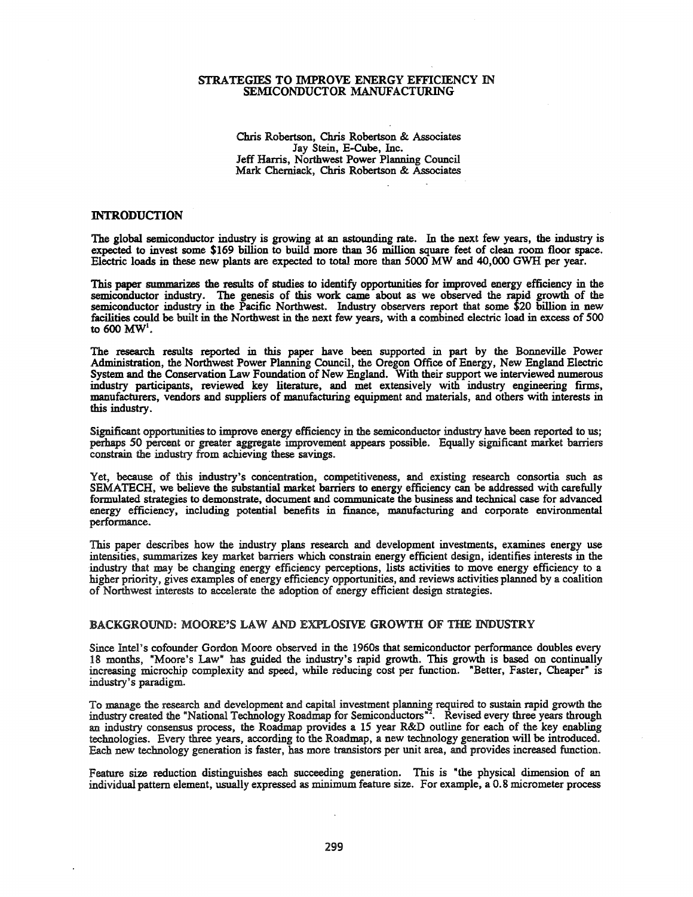# STRATEGIES TO IMPROVE ENERGY EFFICIENCY IN SEMICONDUCTOR MANUFACTURING

Chris Robertson, Chris Robertson & Associates
Jay Stein, E-Cube, Inc.
Jeff Harris, Northwest Power Planning Council
Mark Cherniack, Chris Robertson & Associates

## INTRODUCTION

The global semiconductor industry is growing at an astounding rate. In the next few years, the industry is expected to invest some $169 billion to build more than 36 million square feet of clean room floor space. Electric loads in these new plants are expected to total more than 5000 MW and 40,000 GWH per year.

This paper summarizes the results of studies to identify opportunities for improved energy efficiency in the semiconductor industry. The genesis of this work came about as we observed the rapid growth of the semiconductor industry in the Pacific Northwest. Industry observers report that some $20 billion in new facilities could be built in the Northwest in the next few years, with a combined electric load in excess of 500 to 600 MW[1].

The research results reported in this paper have been supported in part by the Bonneville Power Administration, the Northwest Power Planning Council, the Oregon Office of Energy, New England Electric System and the Conservation Law Foundation of New England. With their support we interviewed numerous industry participants, reviewed key literature, and met extensively with industry engineering firms, manufacturers, vendors and suppliers of manufacturing equipment and materials, and others with interests in this industry.

Significant opportunities to improve energy efficiency in the semiconductor industry have been reported to us; perhaps 50 percent or greater aggregate improvement appears possible. Equally significant market barriers constrain the industry from achieving these savings.

Yet, because of this industry's concentration, competitiveness, and existing research consortia such as SEMATECH, we believe the substantial market barriers to energy efficiency can be addressed with carefully formulated strategies to demonstrate, document and communicate the business and technical case for advanced energy efficiency, including potential benefits in finance, manufacturing and corporate environmental performance.

This paper describes how the industry plans research and development investments, examines energy use intensities, summarizes key market barriers which constrain energy efficient design, identifies interests in the industry that may be changing energy efficiency perceptions, lists activities to move energy efficiency to a higher priority, gives examples of energy efficiency opportunities, and reviews activities planned by a coalition of Northwest interests to accelerate the adoption of energy efficient design strategies.

## BACKGROUND: MOORE'S LAW AND EXPLOSIVE GROWTH OF THE INDUSTRY

Since Intel's cofounder Gordon Moore observed in the 1960s that semiconductor performance doubles every 18 months, "Moore's Law" has guided the industry's rapid growth. This growth is based on continually increasing microchip complexity and speed, while reducing cost per function. "Better, Faster, Cheaper" is industry's paradigm.

To manage the research and development and capital investment planning required to sustain rapid growth the industry created the "National Technology Roadmap for Semiconductors"[2]. Revised every three years through an industry consensus process, the Roadmap provides a 15 year R&D outline for each of the key enabling technologies. Every three years, according to the Roadmap, a new technology generation will be introduced. Each new technology generation is faster, has more transistors per unit area, and provides increased function.

Feature size reduction distinguishes each succeeding generation. This is "the physical dimension of an individual pattern element, usually expressed as minimum feature size. For example, a 0.8 micrometer process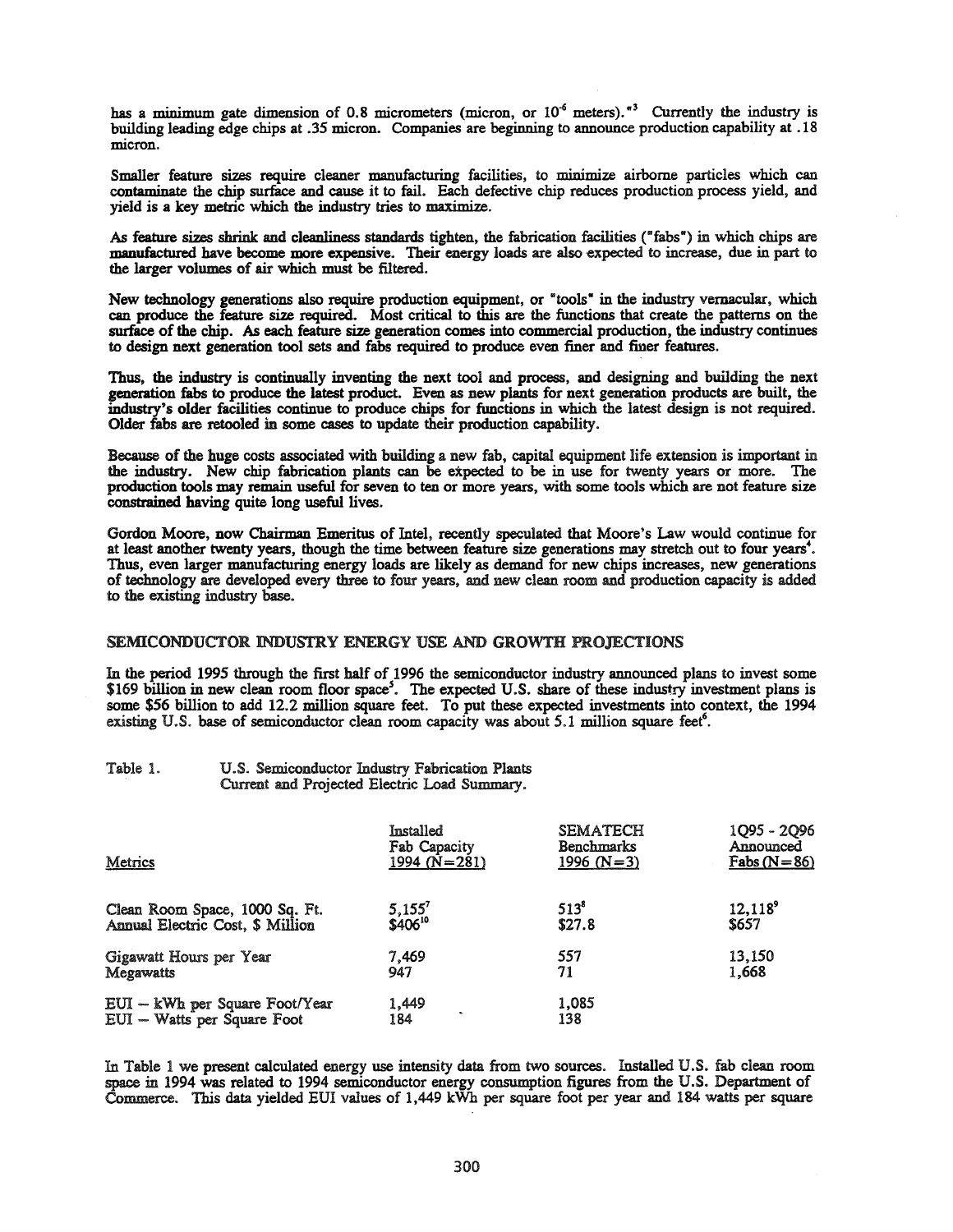has a minimum gate dimension of 0.8 micrometers (micron, or $10^{-6}$ meters)."[3] Currently the industry is building leading edge chips at .35 micron. Companies are beginning to announce production capability at .18 micron.

Smaller feature sizes require cleaner manufacturing facilities, to minimize airborne particles which can contaminate the chip surface and cause it to fail. Each defective chip reduces production process yield, and yield is a key metric which the industry tries to maximize.

As feature sizes shrink and cleanliness standards tighten, the fabrication facilities ("fabs") in which chips are manufactured have become more expensive. Their energy loads are also expected to increase, due in part to the larger volumes of air which must be filtered.

New technology generations also require production equipment, or "tools" in the industry vernacular, which can produce the feature size required. Most critical to this are the functions that create the patterns on the surface of the chip. As each feature size generation comes into commercial production, the industry continues to design next generation tool sets and fabs required to produce even finer and finer features.

Thus, the industry is continually inventing the next tool and process, and designing and building the next generation fabs to produce the latest product. Even as new plants for next generation products are built, the industry's older facilities continue to produce chips for functions in which the latest design is not required. Older fabs are retooled in some cases to update their production capability.

Because of the huge costs associated with building a new fab, capital equipment life extension is important in the industry. New chip fabrication plants can be expected to be in use for twenty years or more. The production tools may remain useful for seven to ten or more years, with some tools which are not feature size constrained having quite long useful lives.

Gordon Moore, now Chairman Emeritus of Intel, recently speculated that Moore's Law would continue for at least another twenty years, though the time between feature size generations may stretch out to four years[4]. Thus, even larger manufacturing energy loads are likely as demand for new chips increases, new generations of technology are developed every three to four years, and new clean room and production capacity is added to the existing industry base.

## SEMICONDUCTOR INDUSTRY ENERGY USE AND GROWTH PROJECTIONS

In the period 1995 through the first half of 1996 the semiconductor industry announced plans to invest some \$169 billion in new clean room floor space[5]. The expected U.S. share of these industry investment plans is some \$56 billion to add 12.2 million square feet. To put these expected investments into context, the 1994 existing U.S. base of semiconductor clean room capacity was about 5.1 million square feet[6].

Table 1. U.S. Semiconductor Industry Fabrication Plants Current and Projected Electric Load Summary.

| Metrics | Installed Fab Capacity 1994 (N=281) | SEMATECH Benchmarks 1996 (N=3) | 1Q95 - 2Q96 Announced Fabs (N=86) |
|---|---|---|---|
| Clean Room Space, 1000 Sq. Ft. | 5,155[7] | 513[8] | 12,118[9] |
| Annual Electric Cost, \$ Million | \$406[10] | \$27.8 | \$657 |
| Gigawatt Hours per Year | 7,469 | 557 | 13,150 |
| Megawatts | 947 | 71 | 1,668 |
| EUI -- kWh per Square Foot/Year | 1,449 | 1,085 | |
| EUI -- Watts per Square Foot | 184 | 138 | |

In Table 1 we present calculated energy use intensity data from two sources. Installed U.S. fab clean room space in 1994 was related to 1994 semiconductor energy consumption figures from the U.S. Department of Commerce. This data yielded EUI values of 1,449 kWh per square foot per year and 184 watts per square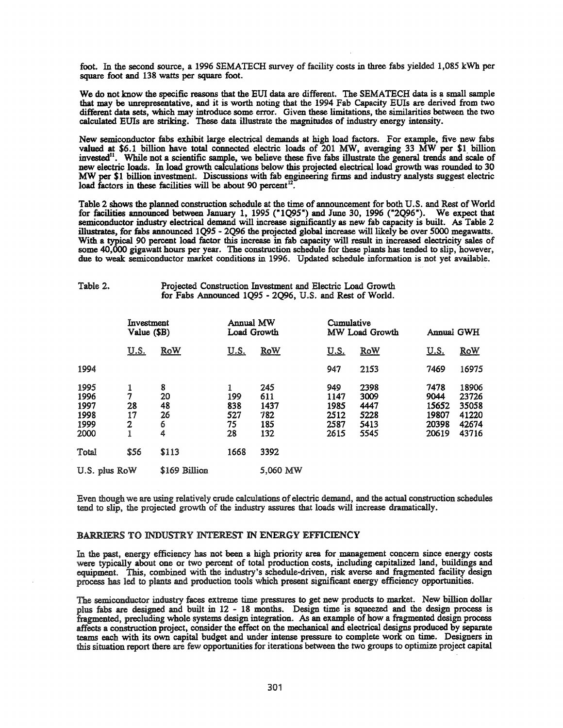foot. In the second source, a 1996 SEMATECH survey of facility costs in three fabs yielded 1,085 kWh per square foot and 138 watts per square foot.

We do not know the specific reasons that the EUI data are different. The SEMATECH data is a small sample that may be unrepresentative, and it is worth noting that the 1994 Fab Capacity EUIs are derived from two different data sets, which may introduce some error. Given these limitations, the similarities between the two calculated EUIs are striking. These data illustrate the magnitudes of industry energy intensity.

New semiconductor fabs exhibit large electrical demands at high load factors. For example, five new fabs valued at $6.1 billion have total connected electric loads of 201 MW, averaging 33 MW per $1 billion invested[11]. While not a scientific sample, we believe these five fabs illustrate the general trends and scale of new electric loads. In load growth calculations below this projected electrical load growth was rounded to 30 MW per $1 billion investment. Discussions with fab engineering firms and industry analysts suggest electric load factors in these facilities will be about 90 percent[12].

Table 2 shows the planned construction schedule at the time of announcement for both U.S. and Rest of World for facilities announced between January 1, 1995 ("1Q95") and June 30, 1996 ("2Q96"). We expect that semiconductor industry electrical demand will increase significantly as new fab capacity is built. As Table 2 illustrates, for fabs announced 1Q95 - 2Q96 the projected global increase will likely be over 5000 megawatts. With a typical 90 percent load factor this increase in fab capacity will result in increased electricity sales of some 40,000 gigawatt hours per year. The construction schedule for these plants has tended to slip, however, due to weak semiconductor market conditions in 1996. Updated schedule information is not yet available.

Table 2. Projected Construction Investment and Electric Load Growth for Fabs Announced 1Q95 - 2Q96, U.S. and Rest of World.

| | Investment Value ($B) | | Annual MW Load Growth | | Cumulative MW Load Growth | | Annual GWH | |
|---|---|---|---|---|---|---|---|---|
| | U.S. | RoW | U.S. | RoW | U.S. | RoW | U.S. | RoW |
| 1994 | | | | | 947 | 2153 | 7469 | 16975 |
| 1995 | 1 | 8 | 1 | 245 | 949 | 2398 | 7478 | 18906 |
| 1996 | 7 | 20 | 199 | 611 | 1147 | 3009 | 9044 | 23726 |
| 1997 | 28 | 48 | 838 | 1437 | 1985 | 4447 | 15652 | 35058 |
| 1998 | 17 | 26 | 527 | 782 | 2512 | 5228 | 19807 | 41220 |
| 1999 | 2 | 6 | 75 | 185 | 2587 | 5413 | 20398 | 42674 |
| 2000 | 1 | 4 | 28 | 132 | 2615 | 5545 | 20619 | 43716 |
| Total | $56 | $113 | 1668 | 3392 | | | | |
| U.S. plus RoW | | $169 Billion | | 5,060 MW | | | | |

Even though we are using relatively crude calculations of electric demand, and the actual construction schedules tend to slip, the projected growth of the industry assures that loads will increase dramatically.

## BARRIERS TO INDUSTRY INTEREST IN ENERGY EFFICIENCY

In the past, energy efficiency has not been a high priority area for management concern since energy costs were typically about one or two percent of total production costs, including capitalized land, buildings and equipment. This, combined with the industry's schedule-driven, risk averse and fragmented facility design process has led to plants and production tools which present significant energy efficiency opportunities.

The semiconductor industry faces extreme time pressures to get new products to market. New billion dollar plus fabs are designed and built in 12 - 18 months. Design time is squeezed and the design process is fragmented, precluding whole systems design integration. As an example of how a fragmented design process affects a construction project, consider the effect on the mechanical and electrical designs produced by separate teams each with its own capital budget and under intense pressure to complete work on time. Designers in this situation report there are few opportunities for iterations between the two groups to optimize project capital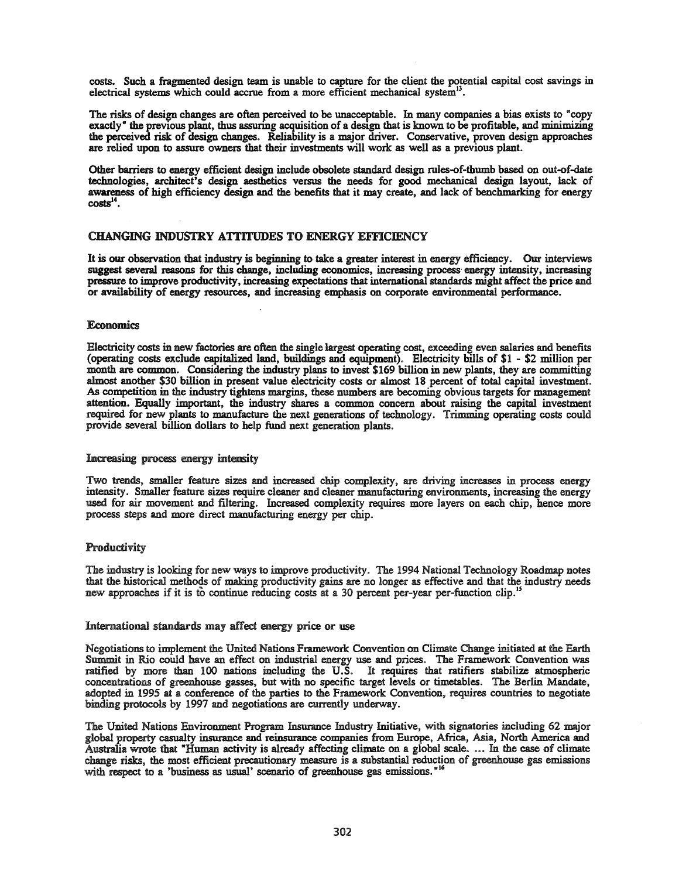costs. Such a fragmented design team is unable to capture for the client the potential capital cost savings in electrical systems which could accrue from a more efficient mechanical system[13].

The risks of design changes are often perceived to be unacceptable. In many companies a bias exists to "copy exactly" the previous plant, thus assuring acquisition of a design that is known to be profitable, and minimizing the perceived risk of design changes. Reliability is a major driver. Conservative, proven design approaches are relied upon to assure owners that their investments will work as well as a previous plant.

Other barriers to energy efficient design include obsolete standard design rules-of-thumb based on out-of-date technologies, architect's design aesthetics versus the needs for good mechanical design layout, lack of awareness of high efficiency design and the benefits that it may create, and lack of benchmarking for energy costs[14].

## CHANGING INDUSTRY ATTITUDES TO ENERGY EFFICIENCY

It is our observation that industry is beginning to take a greater interest in energy efficiency. Our interviews suggest several reasons for this change, including economics, increasing process energy intensity, increasing pressure to improve productivity, increasing expectations that international standards might affect the price and or availability of energy resources, and increasing emphasis on corporate environmental performance.

### Economics

Electricity costs in new factories are often the single largest operating cost, exceeding even salaries and benefits (operating costs exclude capitalized land, buildings and equipment). Electricity bills of $1 - $2 million per month are common. Considering the industry plans to invest $169 billion in new plants, they are committing almost another $30 billion in present value electricity costs or almost 18 percent of total capital investment. As competition in the industry tightens margins, these numbers are becoming obvious targets for management attention. Equally important, the industry shares a common concern about raising the capital investment required for new plants to manufacture the next generations of technology. Trimming operating costs could provide several billion dollars to help fund next generation plants.

### Increasing process energy intensity

Two trends, smaller feature sizes and increased chip complexity, are driving increases in process energy intensity. Smaller feature sizes require cleaner and cleaner manufacturing environments, increasing the energy used for air movement and filtering. Increased complexity requires more layers on each chip, hence more process steps and more direct manufacturing energy per chip.

### Productivity

The industry is looking for new ways to improve productivity. The 1994 National Technology Roadmap notes that the historical methods of making productivity gains are no longer as effective and that the industry needs new approaches if it is to continue reducing costs at a 30 percent per-year per-function clip.[15]

### International standards may affect energy price or use

Negotiations to implement the United Nations Framework Convention on Climate Change initiated at the Earth Summit in Rio could have an effect on industrial energy use and prices. The Framework Convention was ratified by more than 100 nations including the U.S. It requires that ratifiers stabilize atmospheric concentrations of greenhouse gasses, but with no specific target levels or timetables. The Berlin Mandate, adopted in 1995 at a conference of the parties to the Framework Convention, requires countries to negotiate binding protocols by 1997 and negotiations are currently underway.

The United Nations Environment Program Insurance Industry Initiative, with signatories including 62 major global property casualty insurance and reinsurance companies from Europe, Africa, Asia, North America and Australia wrote that "Human activity is already affecting climate on a global scale. ... In the case of climate change risks, the most efficient precautionary measure is a substantial reduction of greenhouse gas emissions with respect to a 'business as usual' scenario of greenhouse gas emissions."[16]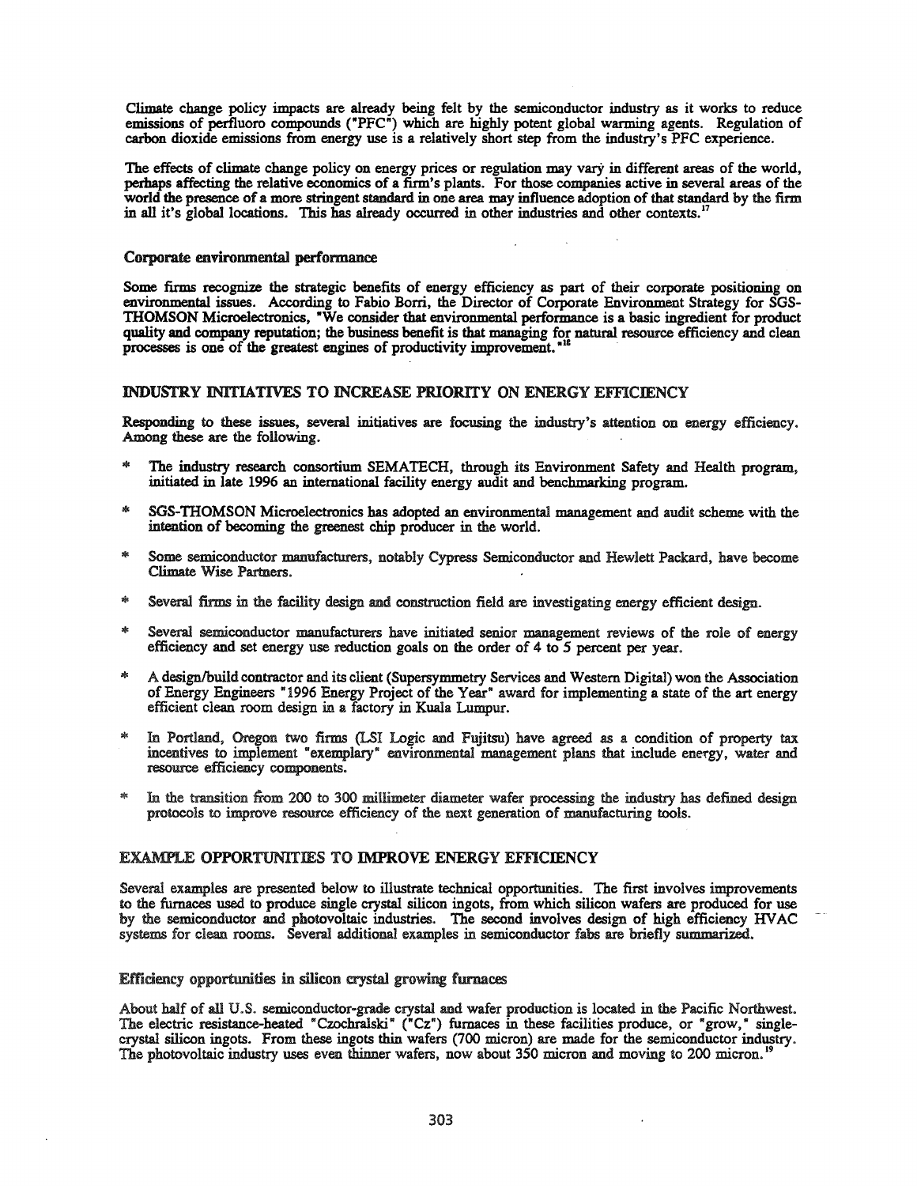Climate change policy impacts are already being felt by the semiconductor industry as it works to reduce emissions of perfluoro compounds ("PFC") which are highly potent global warming agents. Regulation of carbon dioxide emissions from energy use is a relatively short step from the industry's PFC experience.

The effects of climate change policy on energy prices or regulation may vary in different areas of the world, perhaps affecting the relative economics of a firm's plants. For those companies active in several areas of the world the presence of a more stringent standard in one area may influence adoption of that standard by the firm in all it's global locations. This has already occurred in other industries and other contexts.[17]

### Corporate environmental performance

Some firms recognize the strategic benefits of energy efficiency as part of their corporate positioning on environmental issues. According to Fabio Borri, the Director of Corporate Environment Strategy for SGS-THOMSON Microelectronics, "We consider that environmental performance is a basic ingredient for product quality and company reputation; the business benefit is that managing for natural resource efficiency and clean processes is one of the greatest engines of productivity improvement."[18]

## INDUSTRY INITIATIVES TO INCREASE PRIORITY ON ENERGY EFFICIENCY

Responding to these issues, several initiatives are focusing the industry's attention on energy efficiency. Among these are the following.

* The industry research consortium SEMATECH, through its Environment Safety and Health program, initiated in late 1996 an international facility energy audit and benchmarking program.

* SGS-THOMSON Microelectronics has adopted an environmental management and audit scheme with the intention of becoming the greenest chip producer in the world.

* Some semiconductor manufacturers, notably Cypress Semiconductor and Hewlett Packard, have become Climate Wise Partners.

* Several firms in the facility design and construction field are investigating energy efficient design.

* Several semiconductor manufacturers have initiated senior management reviews of the role of energy efficiency and set energy use reduction goals on the order of 4 to 5 percent per year.

* A design/build contractor and its client (Supersymmetry Services and Western Digital) won the Association of Energy Engineers "1996 Energy Project of the Year" award for implementing a state of the art energy efficient clean room design in a factory in Kuala Lumpur.

* In Portland, Oregon two firms (LSI Logic and Fujitsu) have agreed as a condition of property tax incentives to implement "exemplary" environmental management plans that include energy, water and resource efficiency components.

* In the transition from 200 to 300 millimeter diameter wafer processing the industry has defined design protocols to improve resource efficiency of the next generation of manufacturing tools.

## EXAMPLE OPPORTUNITIES TO IMPROVE ENERGY EFFICIENCY

Several examples are presented below to illustrate technical opportunities. The first involves improvements to the furnaces used to produce single crystal silicon ingots, from which silicon wafers are produced for use by the semiconductor and photovoltaic industries. The second involves design of high efficiency HVAC systems for clean rooms. Several additional examples in semiconductor fabs are briefly summarized.

### Efficiency opportunities in silicon crystal growing furnaces

About half of all U.S. semiconductor-grade crystal and wafer production is located in the Pacific Northwest. The electric resistance-heated "Czochralski" ("Cz") furnaces in these facilities produce, or "grow," single-crystal silicon ingots. From these ingots thin wafers (700 micron) are made for the semiconductor industry. The photovoltaic industry uses even thinner wafers, now about 350 micron and moving to 200 micron.[19]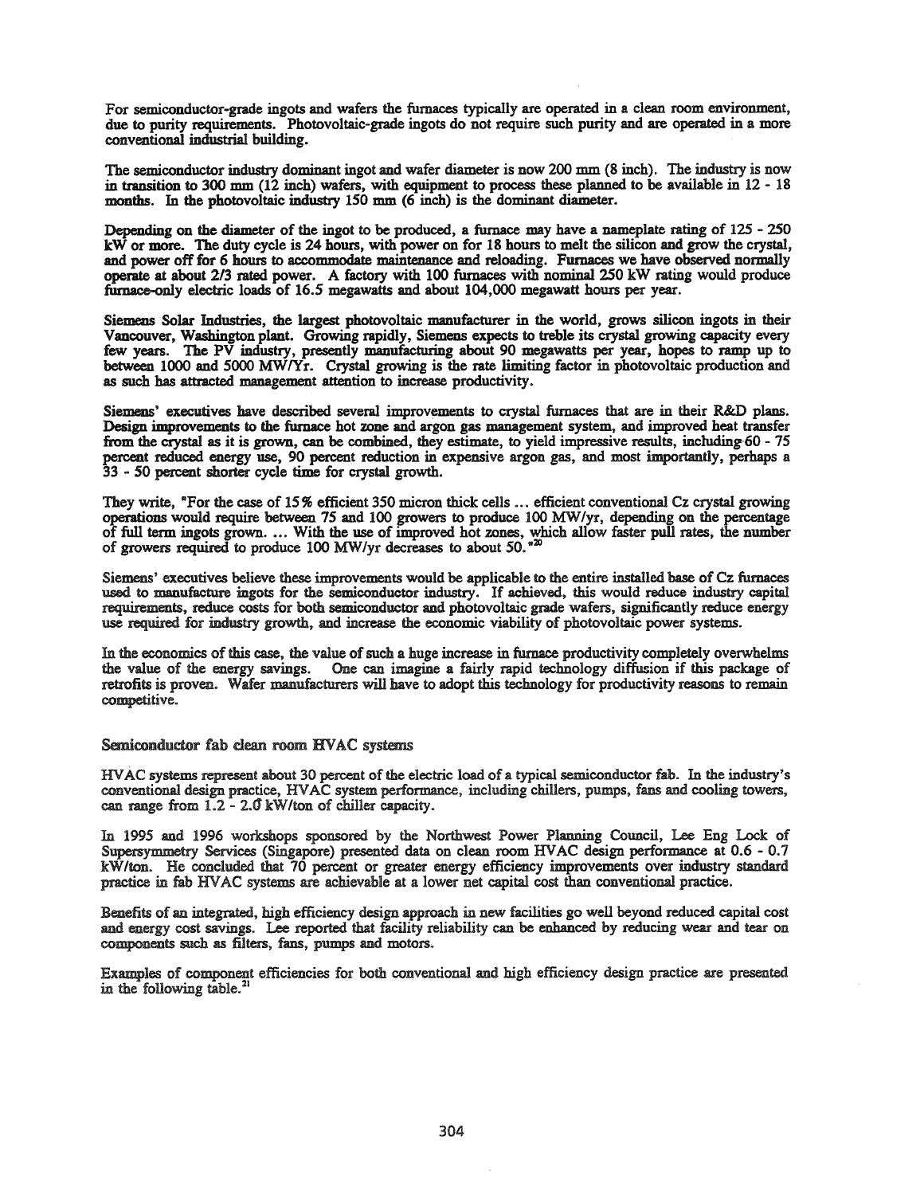For semiconductor-grade ingots and wafers the furnaces typically are operated in a clean room environment, due to purity requirements. Photovoltaic-grade ingots do not require such purity and are operated in a more conventional industrial building.

The semiconductor industry dominant ingot and wafer diameter is now 200 mm (8 inch). The industry is now in transition to 300 mm (12 inch) wafers, with equipment to process these planned to be available in 12 - 18 months. In the photovoltaic industry 150 mm (6 inch) is the dominant diameter.

Depending on the diameter of the ingot to be produced, a furnace may have a nameplate rating of 125 - 250 kW or more. The duty cycle is 24 hours, with power on for 18 hours to melt the silicon and grow the crystal, and power off for 6 hours to accommodate maintenance and reloading. Furnaces we have observed normally operate at about 2/3 rated power. A factory with 100 furnaces with nominal 250 kW rating would produce furnace-only electric loads of 16.5 megawatts and about 104,000 megawatt hours per year.

Siemens Solar Industries, the largest photovoltaic manufacturer in the world, grows silicon ingots in their Vancouver, Washington plant. Growing rapidly, Siemens expects to treble its crystal growing capacity every few years. The PV industry, presently manufacturing about 90 megawatts per year, hopes to ramp up to between 1000 and 5000 MW/Yr. Crystal growing is the rate limiting factor in photovoltaic production and as such has attracted management attention to increase productivity.

Siemens' executives have described several improvements to crystal furnaces that are in their R&D plans. Design improvements to the furnace hot zone and argon gas management system, and improved heat transfer from the crystal as it is grown, can be combined, they estimate, to yield impressive results, including 60 - 75 percent reduced energy use, 90 percent reduction in expensive argon gas, and most importantly, perhaps a 33 - 50 percent shorter cycle time for crystal growth.

They write, "For the case of 15% efficient 350 micron thick cells ... efficient conventional Cz crystal growing operations would require between 75 and 100 growers to produce 100 MW/yr, depending on the percentage of full term ingots grown. ... With the use of improved hot zones, which allow faster pull rates, the number of growers required to produce 100 MW/yr decreases to about 50."[20]

Siemens' executives believe these improvements would be applicable to the entire installed base of Cz furnaces used to manufacture ingots for the semiconductor industry. If achieved, this would reduce industry capital requirements, reduce costs for both semiconductor and photovoltaic grade wafers, significantly reduce energy use required for industry growth, and increase the economic viability of photovoltaic power systems.

In the economics of this case, the value of such a huge increase in furnace productivity completely overwhelms the value of the energy savings. One can imagine a fairly rapid technology diffusion if this package of retrofits is proven. Wafer manufacturers will have to adopt this technology for productivity reasons to remain competitive.

## Semiconductor fab clean room HVAC systems

HVAC systems represent about 30 percent of the electric load of a typical semiconductor fab. In the industry's conventional design practice, HVAC system performance, including chillers, pumps, fans and cooling towers, can range from 1.2 - 2.0 kW/ton of chiller capacity.

In 1995 and 1996 workshops sponsored by the Northwest Power Planning Council, Lee Eng Lock of Supersymmetry Services (Singapore) presented data on clean room HVAC design performance at 0.6 - 0.7 kW/ton. He concluded that 70 percent or greater energy efficiency improvements over industry standard practice in fab HVAC systems are achievable at a lower net capital cost than conventional practice.

Benefits of an integrated, high efficiency design approach in new facilities go well beyond reduced capital cost and energy cost savings. Lee reported that facility reliability can be enhanced by reducing wear and tear on components such as filters, fans, pumps and motors.

Examples of component efficiencies for both conventional and high efficiency design practice are presented in the following table.[21]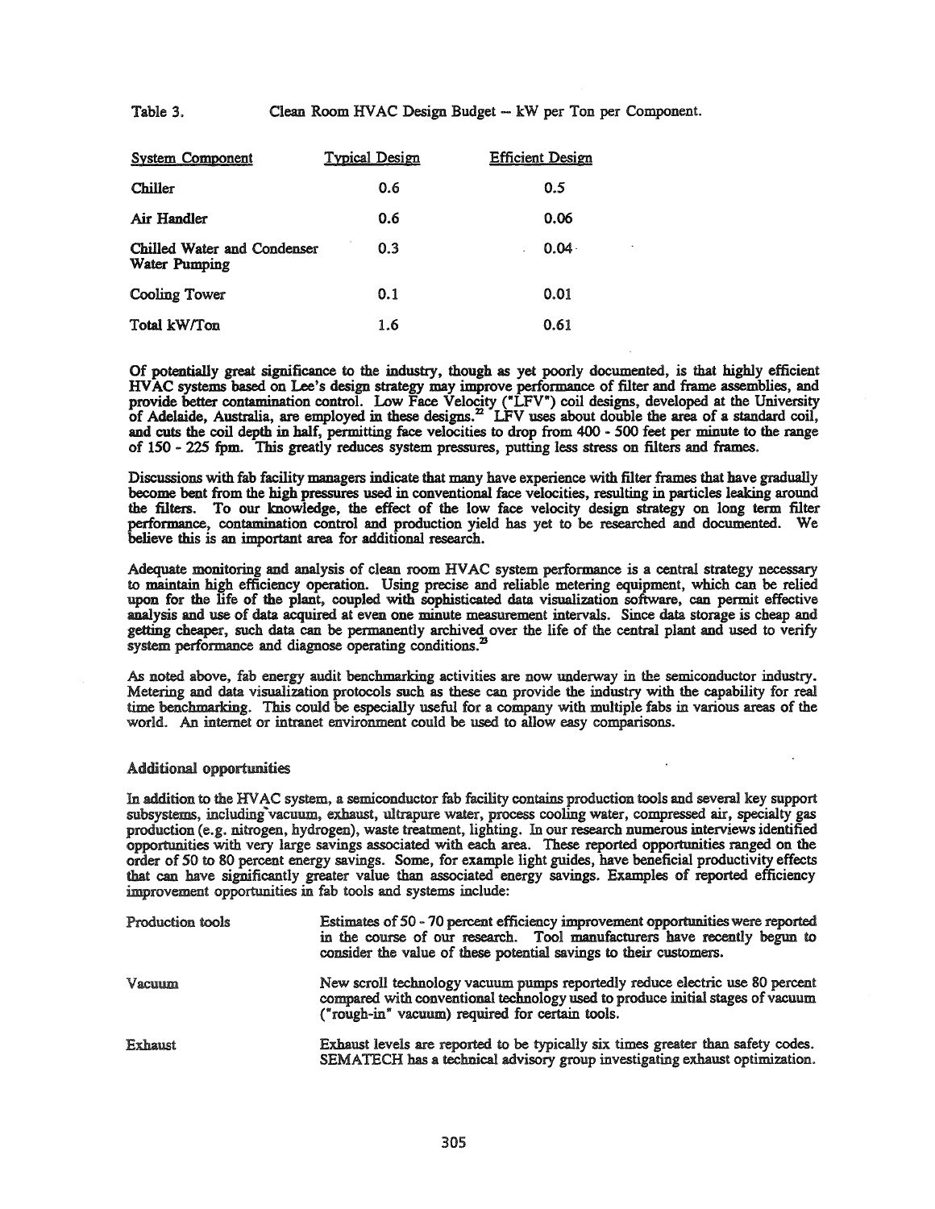Table 3. Clean Room HVAC Design Budget -- kW per Ton per Component.

| System Component | Typical Design | Efficient Design |
|---|---|---|
| Chiller | 0.6 | 0.5 |
| Air Handler | 0.6 | 0.06 |
| Chilled Water and Condenser Water Pumping | 0.3 | 0.04 |
| Cooling Tower | 0.1 | 0.01 |
| Total kW/Ton | 1.6 | 0.61 |

Of potentially great significance to the industry, though as yet poorly documented, is that highly efficient HVAC systems based on Lee's design strategy may improve performance of filter and frame assemblies, and provide better contamination control. Low Face Velocity ("LFV") coil designs, developed at the University of Adelaide, Australia, are employed in these designs.[22] LFV uses about double the area of a standard coil, and cuts the coil depth in half, permitting face velocities to drop from 400 - 500 feet per minute to the range of 150 - 225 fpm. This greatly reduces system pressures, putting less stress on filters and frames.

Discussions with fab facility managers indicate that many have experience with filter frames that have gradually become bent from the high pressures used in conventional face velocities, resulting in particles leaking around the filters. To our knowledge, the effect of the low face velocity design strategy on long term filter performance, contamination control and production yield has yet to be researched and documented. We believe this is an important area for additional research.

Adequate monitoring and analysis of clean room HVAC system performance is a central strategy necessary to maintain high efficiency operation. Using precise and reliable metering equipment, which can be relied upon for the life of the plant, coupled with sophisticated data visualization software, can permit effective analysis and use of data acquired at even one minute measurement intervals. Since data storage is cheap and getting cheaper, such data can be permanently archived over the life of the central plant and used to verify system performance and diagnose operating conditions.[23]

As noted above, fab energy audit benchmarking activities are now underway in the semiconductor industry. Metering and data visualization protocols such as these can provide the industry with the capability for real time benchmarking. This could be especially useful for a company with multiple fabs in various areas of the world. An internet or intranet environment could be used to allow easy comparisons.

### Additional opportunities

In addition to the HVAC system, a semiconductor fab facility contains production tools and several key support subsystems, including vacuum, exhaust, ultrapure water, process cooling water, compressed air, specialty gas production (e.g. nitrogen, hydrogen), waste treatment, lighting. In our research numerous interviews identified opportunities with very large savings associated with each area. These reported opportunities ranged on the order of 50 to 80 percent energy savings. Some, for example light guides, have beneficial productivity effects that can have significantly greater value than associated energy savings. Examples of reported efficiency improvement opportunities in fab tools and systems include:

**Production tools** — Estimates of 50 - 70 percent efficiency improvement opportunities were reported in the course of our research. Tool manufacturers have recently begun to consider the value of these potential savings to their customers.

**Vacuum** — New scroll technology vacuum pumps reportedly reduce electric use 80 percent compared with conventional technology used to produce initial stages of vacuum ("rough-in" vacuum) required for certain tools.

**Exhaust** — Exhaust levels are reported to be typically six times greater than safety codes. SEMATECH has a technical advisory group investigating exhaust optimization.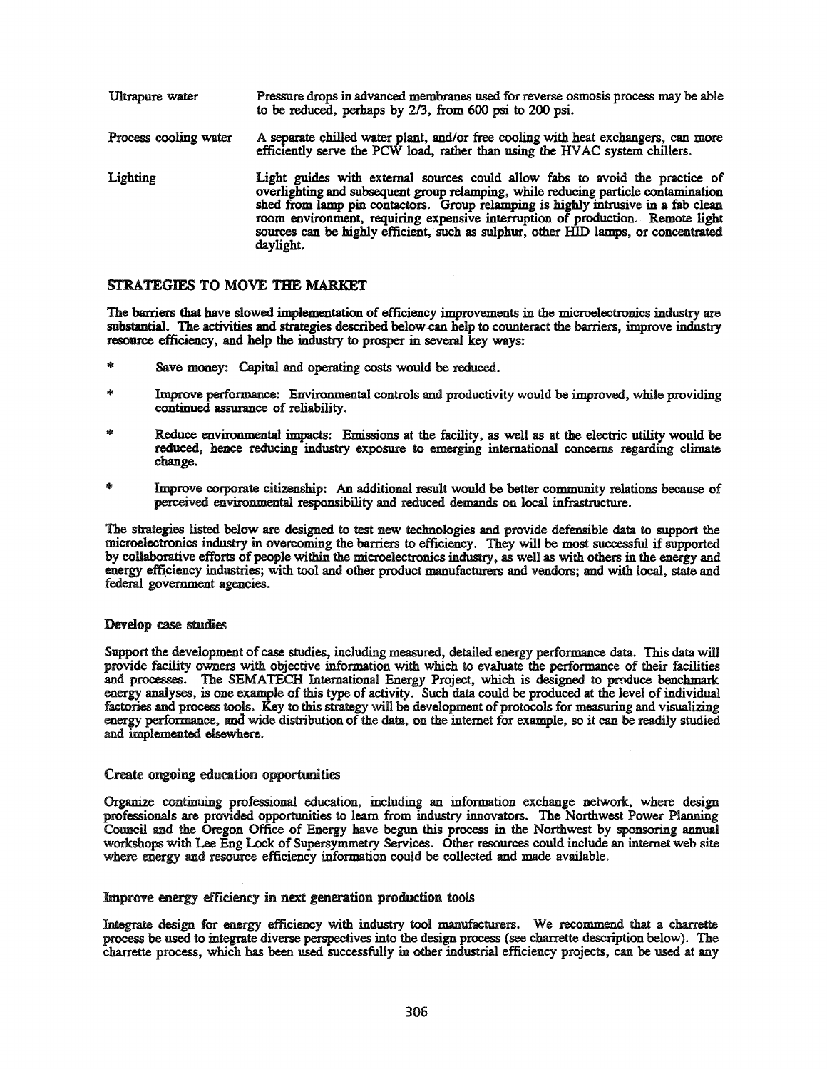| | |
|---|---|
| Ultrapure water | Pressure drops in advanced membranes used for reverse osmosis process may be able to be reduced, perhaps by 2/3, from 600 psi to 200 psi. |
| Process cooling water | A separate chilled water plant, and/or free cooling with heat exchangers, can more efficiently serve the PCW load, rather than using the HVAC system chillers. |
| Lighting | Light guides with external sources could allow fabs to avoid the practice of overlighting and subsequent group relamping, while reducing particle contamination shed from lamp pin contactors. Group relamping is highly intrusive in a fab clean room environment, requiring expensive interruption of production. Remote light sources can be highly efficient, such as sulphur, other HID lamps, or concentrated daylight. |

## STRATEGIES TO MOVE THE MARKET

The barriers that have slowed implementation of efficiency improvements in the microelectronics industry are substantial. The activities and strategies described below can help to counteract the barriers, improve industry resource efficiency, and help the industry to prosper in several key ways:

* Save money: Capital and operating costs would be reduced.
* Improve performance: Environmental controls and productivity would be improved, while providing continued assurance of reliability.
* Reduce environmental impacts: Emissions at the facility, as well as at the electric utility would be reduced, hence reducing industry exposure to emerging international concerns regarding climate change.
* Improve corporate citizenship: An additional result would be better community relations because of perceived environmental responsibility and reduced demands on local infrastructure.

The strategies listed below are designed to test new technologies and provide defensible data to support the microelectronics industry in overcoming the barriers to efficiency. They will be most successful if supported by collaborative efforts of people within the microelectronics industry, as well as with others in the energy and energy efficiency industries; with tool and other product manufacturers and vendors; and with local, state and federal government agencies.

### Develop case studies

Support the development of case studies, including measured, detailed energy performance data. This data will provide facility owners with objective information with which to evaluate the performance of their facilities and processes. The SEMATECH International Energy Project, which is designed to produce benchmark energy analyses, is one example of this type of activity. Such data could be produced at the level of individual factories and process tools. Key to this strategy will be development of protocols for measuring and visualizing energy performance, and wide distribution of the data, on the internet for example, so it can be readily studied and implemented elsewhere.

### Create ongoing education opportunities

Organize continuing professional education, including an information exchange network, where design professionals are provided opportunities to learn from industry innovators. The Northwest Power Planning Council and the Oregon Office of Energy have begun this process in the Northwest by sponsoring annual workshops with Lee Eng Lock of Supersymmetry Services. Other resources could include an internet web site where energy and resource efficiency information could be collected and made available.

### Improve energy efficiency in next generation production tools

Integrate design for energy efficiency with industry tool manufacturers. We recommend that a charrette process be used to integrate diverse perspectives into the design process (see charrette description below). The charrette process, which has been used successfully in other industrial efficiency projects, can be used at any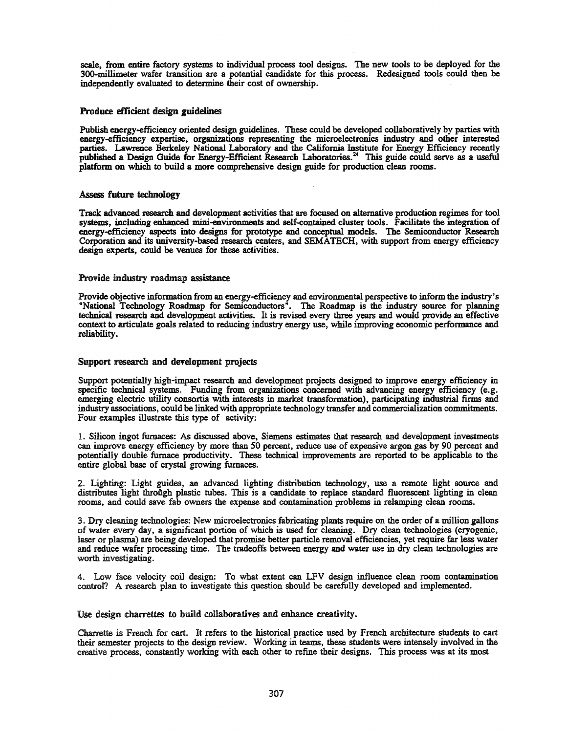scale, from entire factory systems to individual process tool designs. The new tools to be deployed for the 300-millimeter wafer transition are a potential candidate for this process. Redesigned tools could then be independently evaluated to determine their cost of ownership.

### Produce efficient design guidelines

Publish energy-efficiency oriented design guidelines. These could be developed collaboratively by parties with energy-efficiency expertise, organizations representing the microelectronics industry and other interested parties. Lawrence Berkeley National Laboratory and the California Institute for Energy Efficiency recently published a Design Guide for Energy-Efficient Research Laboratories.[24] This guide could serve as a useful platform on which to build a more comprehensive design guide for production clean rooms.

### Assess future technology

Track advanced research and development activities that are focused on alternative production regimes for tool systems, including enhanced mini-environments and self-contained cluster tools. Facilitate the integration of energy-efficiency aspects into designs for prototype and conceptual models. The Semiconductor Research Corporation and its university-based research centers, and SEMATECH, with support from energy efficiency design experts, could be venues for these activities.

### Provide industry roadmap assistance

Provide objective information from an energy-efficiency and environmental perspective to inform the industry's "National Technology Roadmap for Semiconductors". The Roadmap is the industry source for planning technical research and development activities. It is revised every three years and would provide an effective context to articulate goals related to reducing industry energy use, while improving economic performance and reliability.

### Support research and development projects

Support potentially high-impact research and development projects designed to improve energy efficiency in specific technical systems. Funding from organizations concerned with advancing energy efficiency (e.g. emerging electric utility consortia with interests in market transformation), participating industrial firms and industry associations, could be linked with appropriate technology transfer and commercialization commitments. Four examples illustrate this type of activity:

1. Silicon ingot furnaces: As discussed above, Siemens estimates that research and development investments can improve energy efficiency by more than 50 percent, reduce use of expensive argon gas by 90 percent and potentially double furnace productivity. These technical improvements are reported to be applicable to the entire global base of crystal growing furnaces.

2. Lighting: Light guides, an advanced lighting distribution technology, use a remote light source and distributes light through plastic tubes. This is a candidate to replace standard fluorescent lighting in clean rooms, and could save fab owners the expense and contamination problems in relamping clean rooms.

3. Dry cleaning technologies: New microelectronics fabricating plants require on the order of a million gallons of water every day, a significant portion of which is used for cleaning. Dry clean technologies (cryogenic, laser or plasma) are being developed that promise better particle removal efficiencies, yet require far less water and reduce wafer processing time. The tradeoffs between energy and water use in dry clean technologies are worth investigating.

4. Low face velocity coil design: To what extent can LFV design influence clean room contamination control? A research plan to investigate this question should be carefully developed and implemented.

### Use design charrettes to build collaboratives and enhance creativity.

Charrette is French for cart. It refers to the historical practice used by French architecture students to cart their semester projects to the design review. Working in teams, these students were intensely involved in the creative process, constantly working with each other to refine their designs. This process was at its most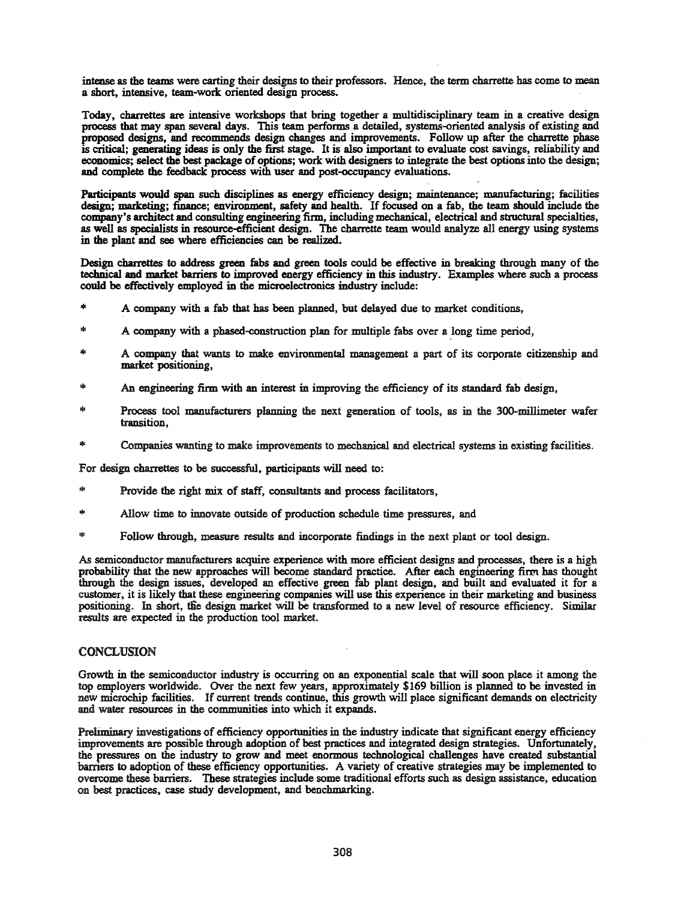intense as the teams were carting their designs to their professors. Hence, the term charrette has come to mean a short, intensive, team-work oriented design process.

Today, charrettes are intensive workshops that bring together a multidisciplinary team in a creative design process that may span several days. This team performs a detailed, systems-oriented analysis of existing and proposed designs, and recommends design changes and improvements. Follow up after the charrette phase is critical; generating ideas is only the first stage. It is also important to evaluate cost savings, reliability and economics; select the best package of options; work with designers to integrate the best options into the design; and complete the feedback process with user and post-occupancy evaluations.

Participants would span such disciplines as energy efficiency design; maintenance; manufacturing; facilities design; marketing; finance; environment, safety and health. If focused on a fab, the team should include the company's architect and consulting engineering firm, including mechanical, electrical and structural specialties, as well as specialists in resource-efficient design. The charrette team would analyze all energy using systems in the plant and see where efficiencies can be realized.

Design charrettes to address green fabs and green tools could be effective in breaking through many of the technical and market barriers to improved energy efficiency in this industry. Examples where such a process could be effectively employed in the microelectronics industry include:

* A company with a fab that has been planned, but delayed due to market conditions,
* A company with a phased-construction plan for multiple fabs over a long time period,
* A company that wants to make environmental management a part of its corporate citizenship and market positioning,
* An engineering firm with an interest in improving the efficiency of its standard fab design,
* Process tool manufacturers planning the next generation of tools, as in the 300-millimeter wafer transition,
* Companies wanting to make improvements to mechanical and electrical systems in existing facilities.

For design charrettes to be successful, participants will need to:

* Provide the right mix of staff, consultants and process facilitators,
* Allow time to innovate outside of production schedule time pressures, and
* Follow through, measure results and incorporate findings in the next plant or tool design.

As semiconductor manufacturers acquire experience with more efficient designs and processes, there is a high probability that the new approaches will become standard practice. After each engineering firm has thought through the design issues, developed an effective green fab plant design, and built and evaluated it for a customer, it is likely that these engineering companies will use this experience in their marketing and business positioning. In short, the design market will be transformed to a new level of resource efficiency. Similar results are expected in the production tool market.

## CONCLUSION

Growth in the semiconductor industry is occurring on an exponential scale that will soon place it among the top employers worldwide. Over the next few years, approximately $169 billion is planned to be invested in new microchip facilities. If current trends continue, this growth will place significant demands on electricity and water resources in the communities into which it expands.

Preliminary investigations of efficiency opportunities in the industry indicate that significant energy efficiency improvements are possible through adoption of best practices and integrated design strategies. Unfortunately, the pressures on the industry to grow and meet enormous technological challenges have created substantial barriers to adoption of these efficiency opportunities. A variety of creative strategies may be implemented to overcome these barriers. These strategies include some traditional efforts such as design assistance, education on best practices, case study development, and benchmarking.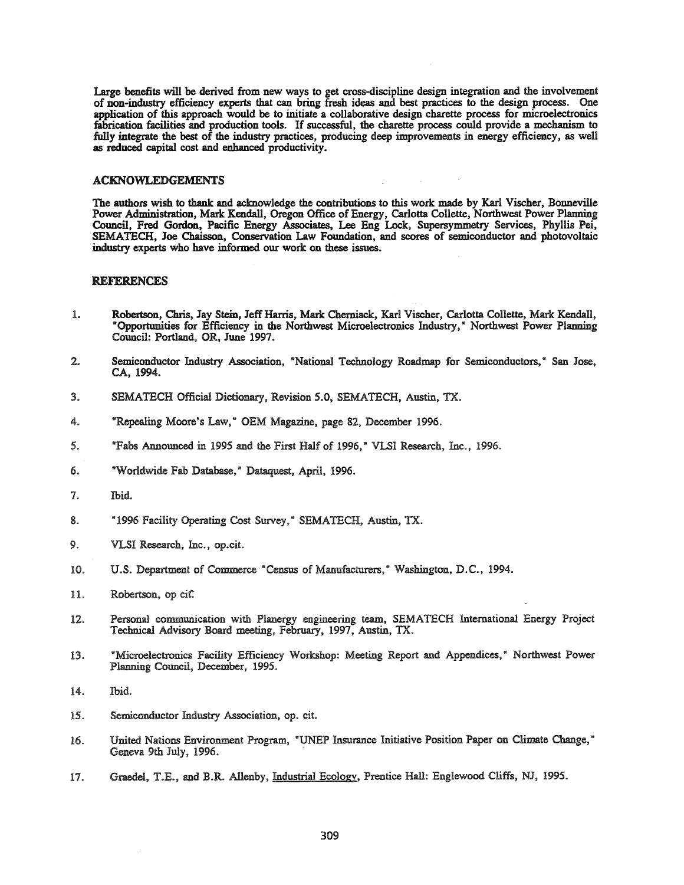Large benefits will be derived from new ways to get cross-discipline design integration and the involvement of non-industry efficiency experts that can bring fresh ideas and best practices to the design process. One application of this approach would be to initiate a collaborative design charette process for microelectronics fabrication facilities and production tools. If successful, the charette process could provide a mechanism to fully integrate the best of the industry practices, producing deep improvements in energy efficiency, as well as reduced capital cost and enhanced productivity.

## ACKNOWLEDGEMENTS

The authors wish to thank and acknowledge the contributions to this work made by Karl Vischer, Bonneville Power Administration, Mark Kendall, Oregon Office of Energy, Carlotta Collette, Northwest Power Planning Council, Fred Gordon, Pacific Energy Associates, Lee Eng Lock, Supersymmetry Services, Phyllis Pei, SEMATECH, Joe Chaisson, Conservation Law Foundation, and scores of semiconductor and photovoltaic industry experts who have informed our work on these issues.

## REFERENCES

1. Robertson, Chris, Jay Stein, Jeff Harris, Mark Cherniack, Karl Vischer, Carlotta Collette, Mark Kendall, "Opportunities for Efficiency in the Northwest Microelectronics Industry," Northwest Power Planning Council: Portland, OR, June 1997.
2. Semiconductor Industry Association, "National Technology Roadmap for Semiconductors," San Jose, CA, 1994.
3. SEMATECH Official Dictionary, Revision 5.0, SEMATECH, Austin, TX.
4. "Repealing Moore's Law," OEM Magazine, page 82, December 1996.
5. "Fabs Announced in 1995 and the First Half of 1996," VLSI Research, Inc., 1996.
6. "Worldwide Fab Database," Dataquest, April, 1996.
7. Ibid.
8. "1996 Facility Operating Cost Survey," SEMATECH, Austin, TX.
9. VLSI Research, Inc., op.cit.
10. U.S. Department of Commerce "Census of Manufacturers," Washington, D.C., 1994.
11. Robertson, op cit.
12. Personal communication with Planergy engineering team, SEMATECH International Energy Project Technical Advisory Board meeting, February, 1997, Austin, TX.
13. "Microelectronics Facility Efficiency Workshop: Meeting Report and Appendices," Northwest Power Planning Council, December, 1995.
14. Ibid.
15. Semiconductor Industry Association, op. cit.
16. United Nations Environment Program, "UNEP Insurance Initiative Position Paper on Climate Change," Geneva 9th July, 1996.
17. Graedel, T.E., and B.R. Allenby, Industrial Ecology, Prentice Hall: Englewood Cliffs, NJ, 1995.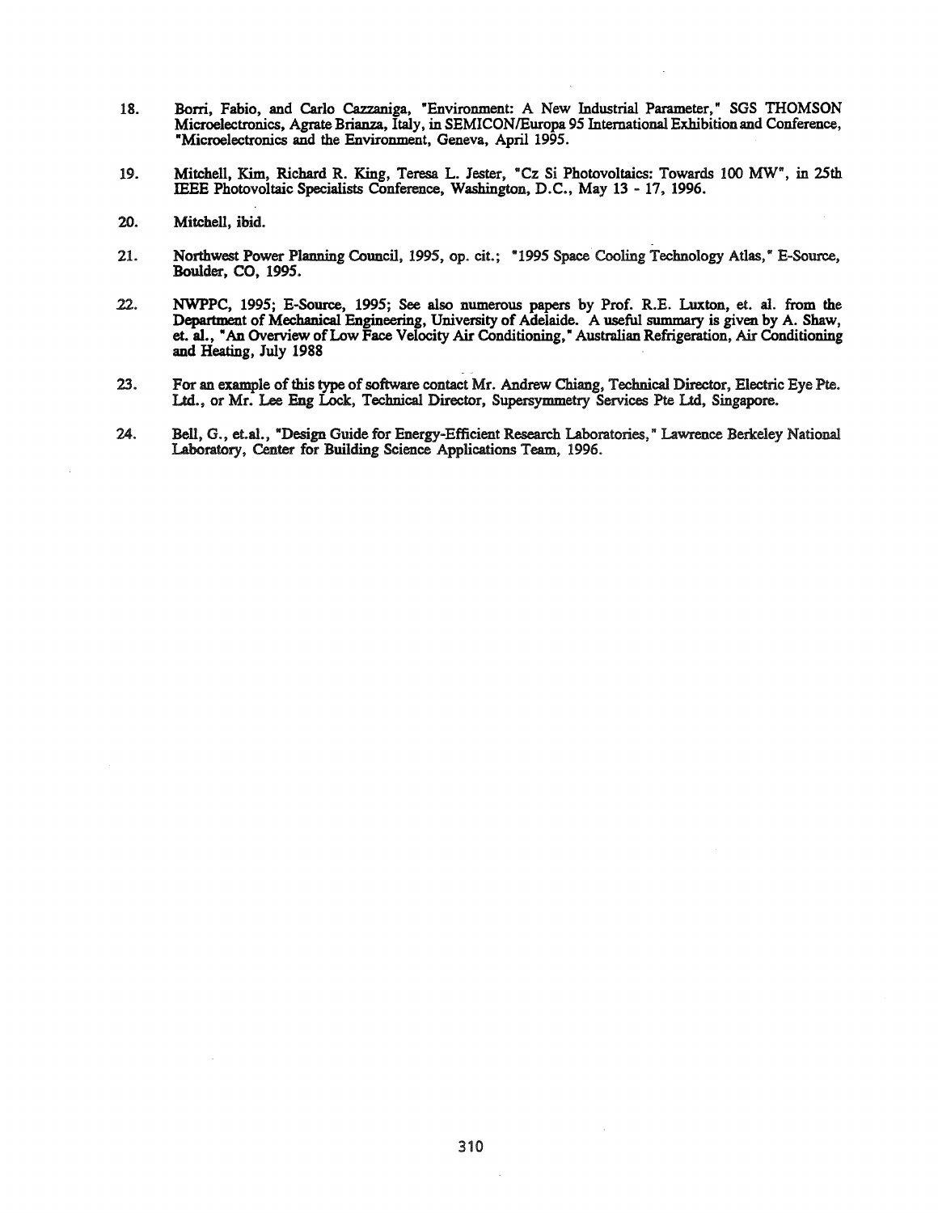18. Borri, Fabio, and Carlo Cazzaniga, "Environment: A New Industrial Parameter," SGS THOMSON Microelectronics, Agrate Brianza, Italy, in SEMICON/Europa 95 International Exhibition and Conference, "Microelectronics and the Environment, Geneva, April 1995.

19. Mitchell, Kim, Richard R. King, Teresa L. Jester, "Cz Si Photovoltaics: Towards 100 MW", in 25th IEEE Photovoltaic Specialists Conference, Washington, D.C., May 13 - 17, 1996.

20. Mitchell, ibid.

21. Northwest Power Planning Council, 1995, op. cit.; "1995 Space Cooling Technology Atlas," E-Source, Boulder, CO, 1995.

22. NWPPC, 1995; E-Source, 1995; See also numerous papers by Prof. R.E. Luxton, et. al. from the Department of Mechanical Engineering, University of Adelaide. A useful summary is given by A. Shaw, et. al., "An Overview of Low Face Velocity Air Conditioning," Australian Refrigeration, Air Conditioning and Heating, July 1988

23. For an example of this type of software contact Mr. Andrew Chiang, Technical Director, Electric Eye Pte. Ltd., or Mr. Lee Eng Lock, Technical Director, Supersymmetry Services Pte Ltd, Singapore.

24. Bell, G., et.al., "Design Guide for Energy-Efficient Research Laboratories," Lawrence Berkeley National Laboratory, Center for Building Science Applications Team, 1996.